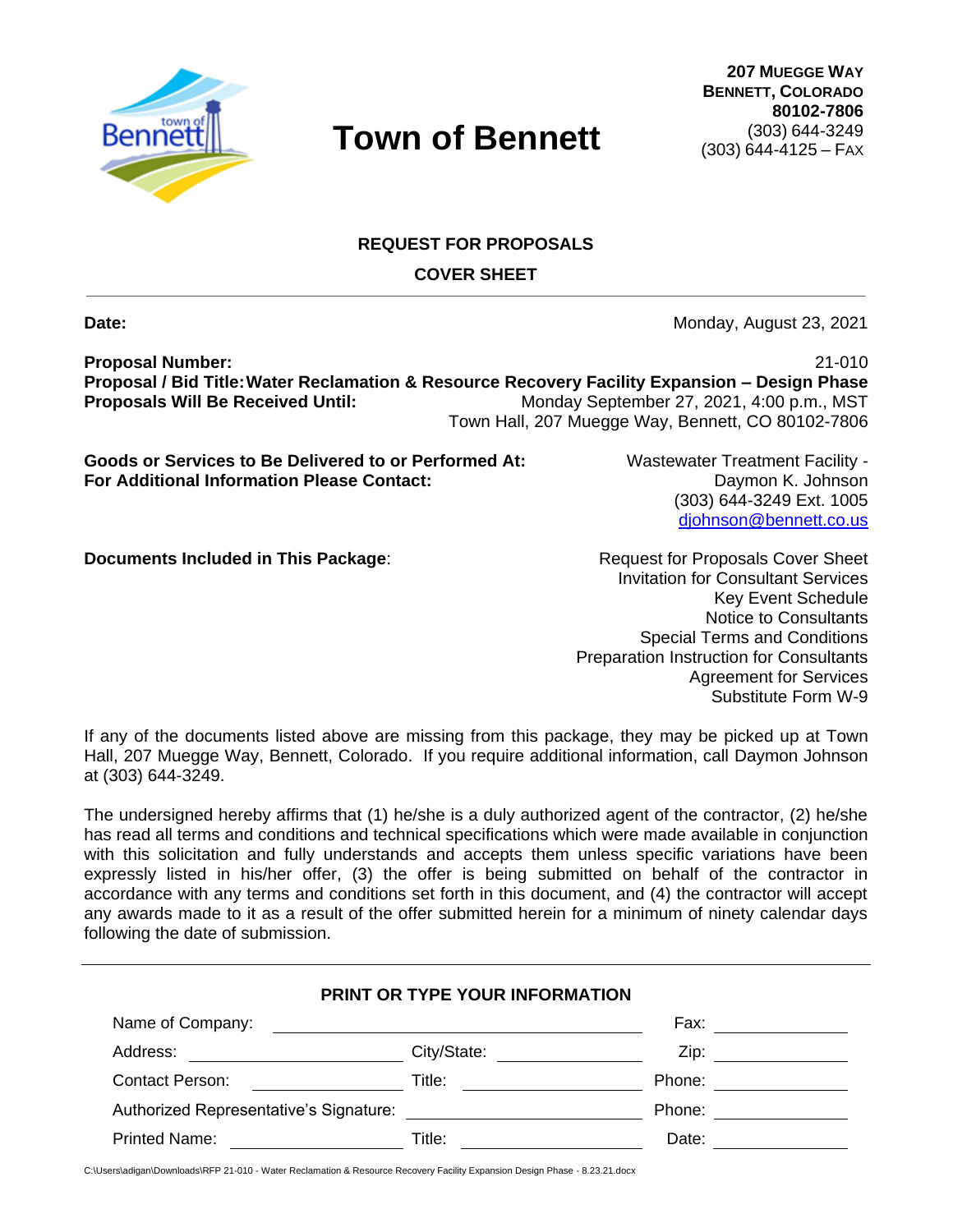# Town of Bennett

**207 MUEGGE WAY**
**BENNETT, COLORADO**
**80102-7806**
(303) 644-3249
(303) 644-4125 – FAX

## REQUEST FOR PROPOSALS

## COVER SHEET

---

**Date:** Monday, August 23, 2021

**Proposal Number:** 21-010
**Proposal / Bid Title:** **Water Reclamation & Resource Recovery Facility Expansion – Design Phase**
**Proposals Will Be Received Until:** Monday September 27, 2021, 4:00 p.m., MST
Town Hall, 207 Muegge Way, Bennett, CO 80102-7806

**Goods or Services to Be Delivered to or Performed At:** Wastewater Treatment Facility -
**For Additional Information Please Contact:** Daymon K. Johnson
(303) 644-3249 Ext. 1005
djohnson@bennett.co.us

**Documents Included in This Package**:
- Request for Proposals Cover Sheet
- Invitation for Consultant Services
- Key Event Schedule
- Notice to Consultants
- Special Terms and Conditions
- Preparation Instruction for Consultants
- Agreement for Services
- Substitute Form W-9

If any of the documents listed above are missing from this package, they may be picked up at Town Hall, 207 Muegge Way, Bennett, Colorado. If you require additional information, call Daymon Johnson at (303) 644-3249.

The undersigned hereby affirms that (1) he/she is a duly authorized agent of the contractor, (2) he/she has read all terms and conditions and technical specifications which were made available in conjunction with this solicitation and fully understands and accepts them unless specific variations have been expressly listed in his/her offer, (3) the offer is being submitted on behalf of the contractor in accordance with any terms and conditions set forth in this document, and (4) the contractor will accept any awards made to it as a result of the offer submitted herein for a minimum of ninety calendar days following the date of submission.

---

### PRINT OR TYPE YOUR INFORMATION

Name of Company: ______________________ Fax: __________

Address: ______________ City/State: __________ Zip: __________

Contact Person: __________ Title: __________ Phone: __________

Authorized Representative's Signature: ______________ Phone: __________

Printed Name: __________ Title: __________ Date: __________

C:\Users\adigan\Downloads\RFP 21-010 - Water Reclamation & Resource Recovery Facility Expansion Design Phase - 8.23.21.docx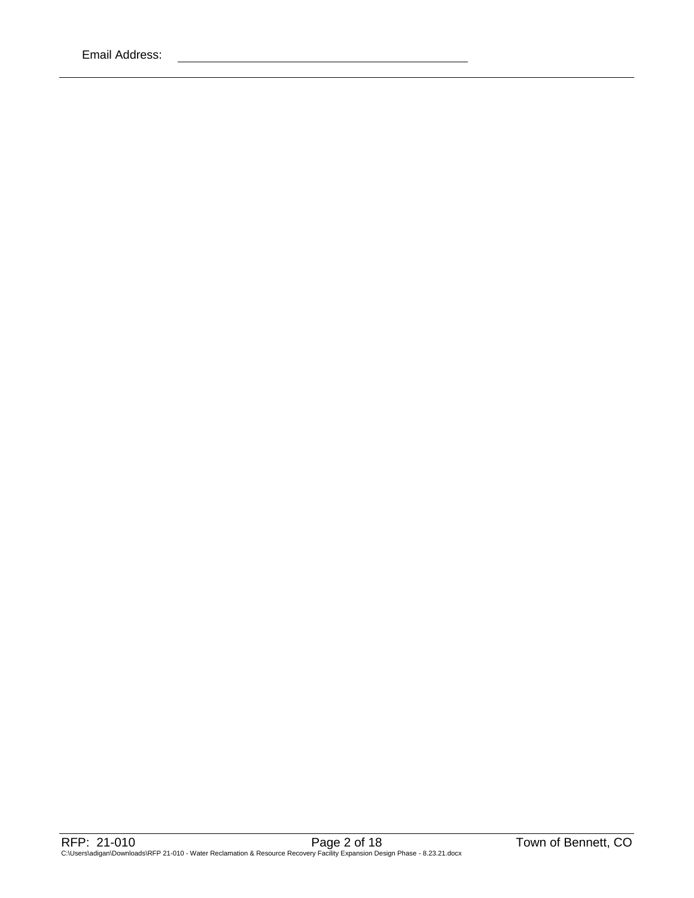Email Address: ______________________________________________

---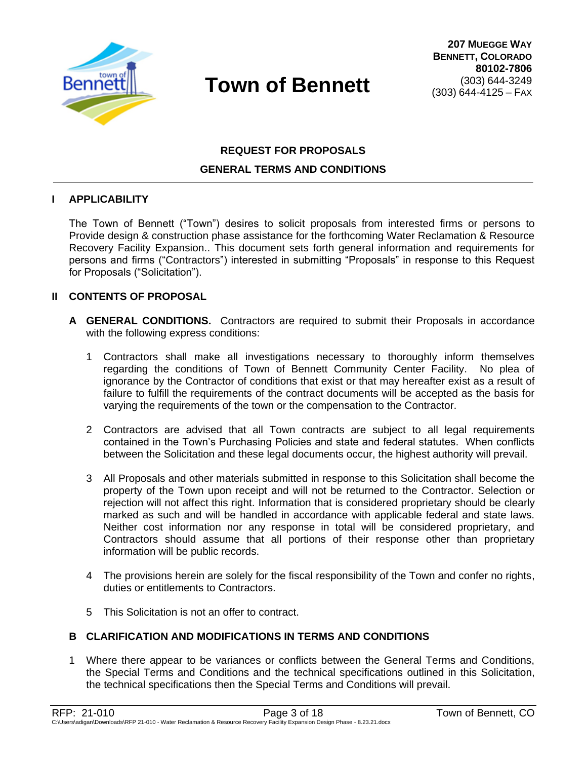# Town of Bennett

**207 Muegge Way**
**Bennett, Colorado**
**80102-7806**
(303) 644-3249
(303) 644-4125 – Fax

## REQUEST FOR PROPOSALS

## GENERAL TERMS AND CONDITIONS

### I APPLICABILITY

The Town of Bennett ("Town") desires to solicit proposals from interested firms or persons to Provide design & construction phase assistance for the forthcoming Water Reclamation & Resource Recovery Facility Expansion.. This document sets forth general information and requirements for persons and firms ("Contractors") interested in submitting "Proposals" in response to this Request for Proposals ("Solicitation").

### II CONTENTS OF PROPOSAL

**A GENERAL CONDITIONS.** Contractors are required to submit their Proposals in accordance with the following express conditions:

1. Contractors shall make all investigations necessary to thoroughly inform themselves regarding the conditions of Town of Bennett Community Center Facility. No plea of ignorance by the Contractor of conditions that exist or that may hereafter exist as a result of failure to fulfill the requirements of the contract documents will be accepted as the basis for varying the requirements of the town or the compensation to the Contractor.

2. Contractors are advised that all Town contracts are subject to all legal requirements contained in the Town's Purchasing Policies and state and federal statutes. When conflicts between the Solicitation and these legal documents occur, the highest authority will prevail.

3. All Proposals and other materials submitted in response to this Solicitation shall become the property of the Town upon receipt and will not be returned to the Contractor. Selection or rejection will not affect this right. Information that is considered proprietary should be clearly marked as such and will be handled in accordance with applicable federal and state laws. Neither cost information nor any response in total will be considered proprietary, and Contractors should assume that all portions of their response other than proprietary information will be public records.

4. The provisions herein are solely for the fiscal responsibility of the Town and confer no rights, duties or entitlements to Contractors.

5. This Solicitation is not an offer to contract.

**B CLARIFICATION AND MODIFICATIONS IN TERMS AND CONDITIONS**

1. Where there appear to be variances or conflicts between the General Terms and Conditions, the Special Terms and Conditions and the technical specifications outlined in this Solicitation, the technical specifications then the Special Terms and Conditions will prevail.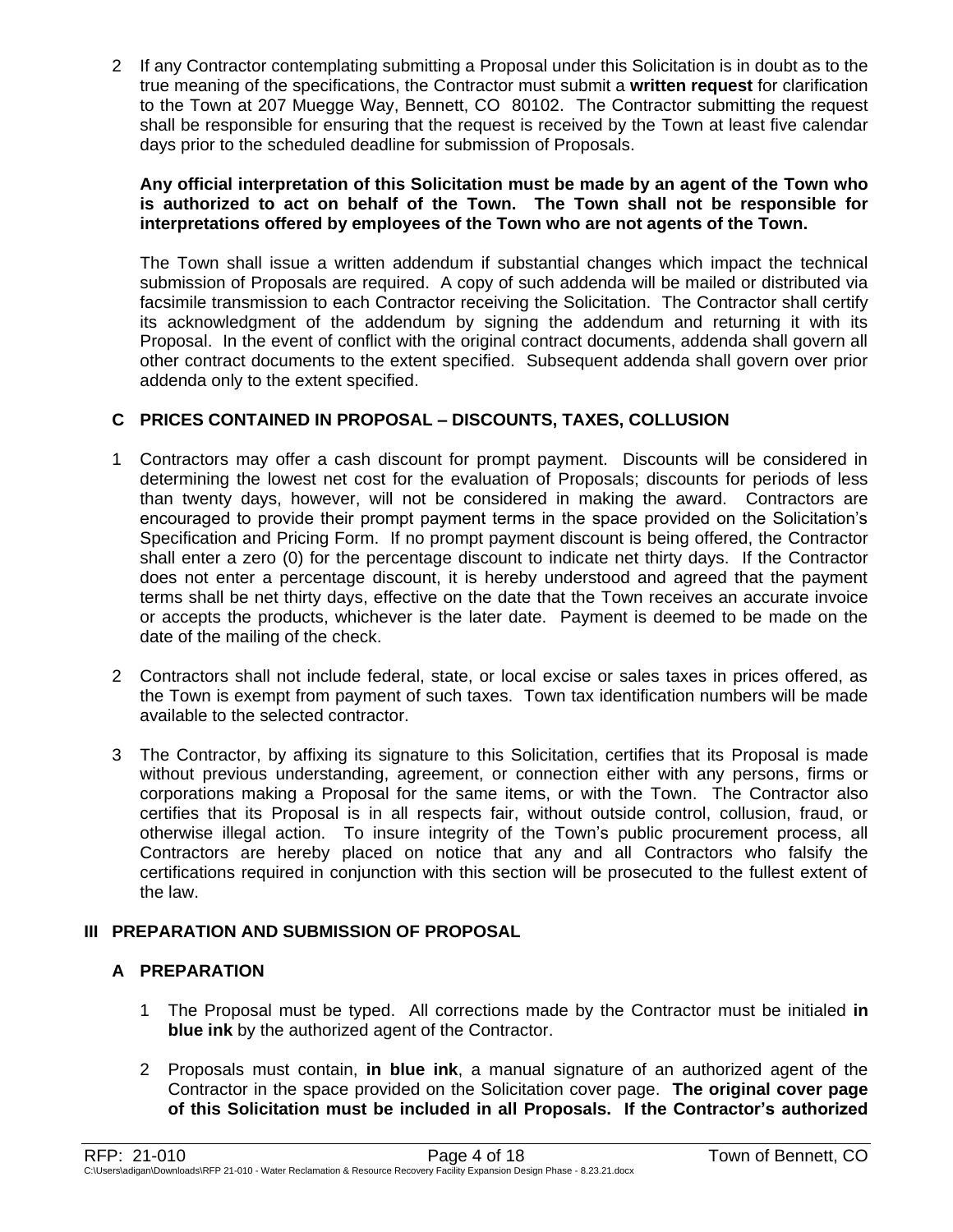2 If any Contractor contemplating submitting a Proposal under this Solicitation is in doubt as to the true meaning of the specifications, the Contractor must submit a **written request** for clarification to the Town at 207 Muegge Way, Bennett, CO 80102. The Contractor submitting the request shall be responsible for ensuring that the request is received by the Town at least five calendar days prior to the scheduled deadline for submission of Proposals.

**Any official interpretation of this Solicitation must be made by an agent of the Town who is authorized to act on behalf of the Town. The Town shall not be responsible for interpretations offered by employees of the Town who are not agents of the Town.**

The Town shall issue a written addendum if substantial changes which impact the technical submission of Proposals are required. A copy of such addenda will be mailed or distributed via facsimile transmission to each Contractor receiving the Solicitation. The Contractor shall certify its acknowledgment of the addendum by signing the addendum and returning it with its Proposal. In the event of conflict with the original contract documents, addenda shall govern all other contract documents to the extent specified. Subsequent addenda shall govern over prior addenda only to the extent specified.

### C PRICES CONTAINED IN PROPOSAL – DISCOUNTS, TAXES, COLLUSION

1 Contractors may offer a cash discount for prompt payment. Discounts will be considered in determining the lowest net cost for the evaluation of Proposals; discounts for periods of less than twenty days, however, will not be considered in making the award. Contractors are encouraged to provide their prompt payment terms in the space provided on the Solicitation's Specification and Pricing Form. If no prompt payment discount is being offered, the Contractor shall enter a zero (0) for the percentage discount to indicate net thirty days. If the Contractor does not enter a percentage discount, it is hereby understood and agreed that the payment terms shall be net thirty days, effective on the date that the Town receives an accurate invoice or accepts the products, whichever is the later date. Payment is deemed to be made on the date of the mailing of the check.

2 Contractors shall not include federal, state, or local excise or sales taxes in prices offered, as the Town is exempt from payment of such taxes. Town tax identification numbers will be made available to the selected contractor.

3 The Contractor, by affixing its signature to this Solicitation, certifies that its Proposal is made without previous understanding, agreement, or connection either with any persons, firms or corporations making a Proposal for the same items, or with the Town. The Contractor also certifies that its Proposal is in all respects fair, without outside control, collusion, fraud, or otherwise illegal action. To insure integrity of the Town's public procurement process, all Contractors are hereby placed on notice that any and all Contractors who falsify the certifications required in conjunction with this section will be prosecuted to the fullest extent of the law.

## III PREPARATION AND SUBMISSION OF PROPOSAL

### A PREPARATION

1 The Proposal must be typed. All corrections made by the Contractor must be initialed **in blue ink** by the authorized agent of the Contractor.

2 Proposals must contain, **in blue ink**, a manual signature of an authorized agent of the Contractor in the space provided on the Solicitation cover page. **The original cover page of this Solicitation must be included in all Proposals. If the Contractor's authorized**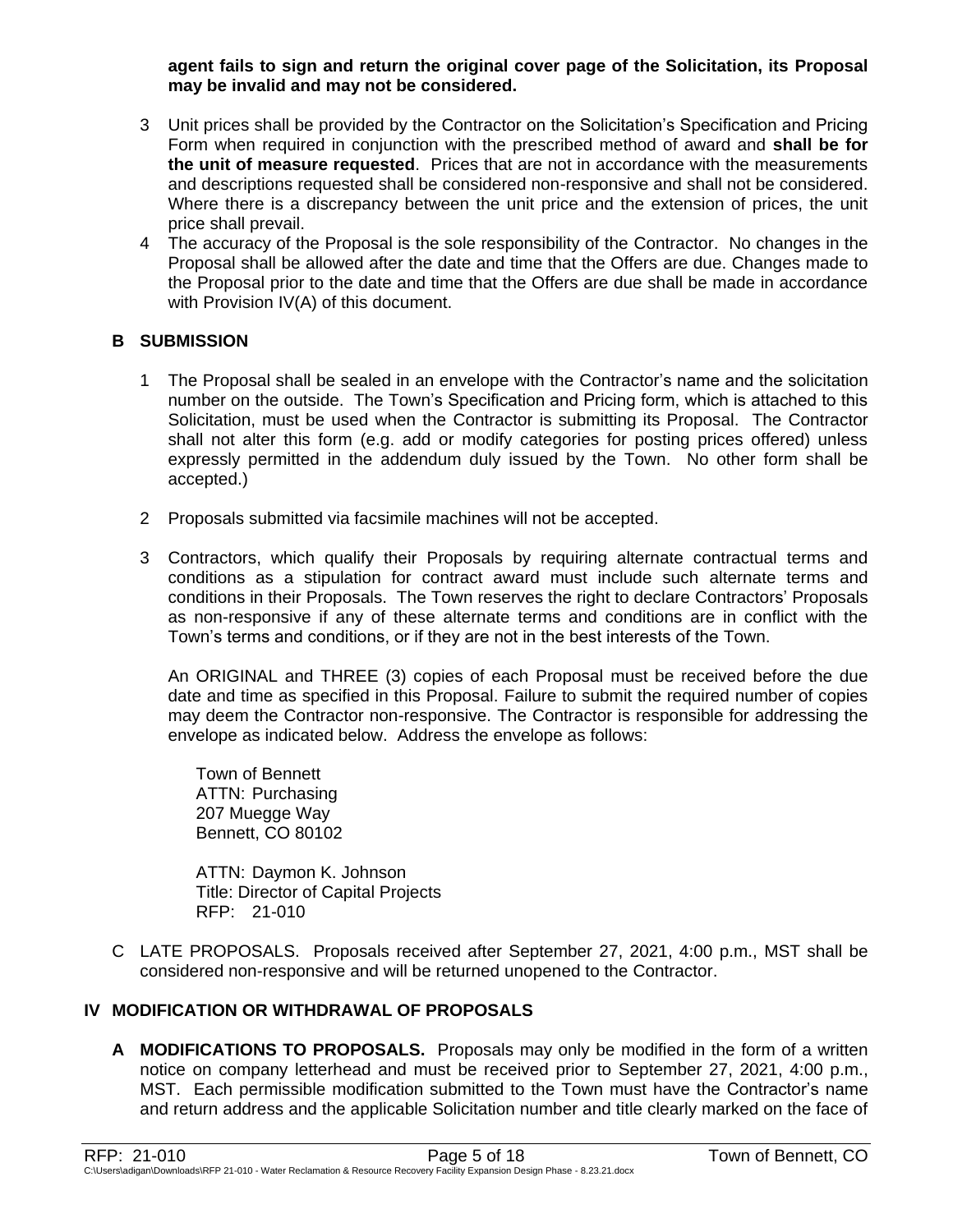**agent fails to sign and return the original cover page of the Solicitation, its Proposal may be invalid and may not be considered.**

3 Unit prices shall be provided by the Contractor on the Solicitation's Specification and Pricing Form when required in conjunction with the prescribed method of award and **shall be for the unit of measure requested**. Prices that are not in accordance with the measurements and descriptions requested shall be considered non-responsive and shall not be considered. Where there is a discrepancy between the unit price and the extension of prices, the unit price shall prevail.

4 The accuracy of the Proposal is the sole responsibility of the Contractor. No changes in the Proposal shall be allowed after the date and time that the Offers are due. Changes made to the Proposal prior to the date and time that the Offers are due shall be made in accordance with Provision IV(A) of this document.

### B SUBMISSION

1 The Proposal shall be sealed in an envelope with the Contractor's name and the solicitation number on the outside. The Town's Specification and Pricing form, which is attached to this Solicitation, must be used when the Contractor is submitting its Proposal. The Contractor shall not alter this form (e.g. add or modify categories for posting prices offered) unless expressly permitted in the addendum duly issued by the Town. No other form shall be accepted.)

2 Proposals submitted via facsimile machines will not be accepted.

3 Contractors, which qualify their Proposals by requiring alternate contractual terms and conditions as a stipulation for contract award must include such alternate terms and conditions in their Proposals. The Town reserves the right to declare Contractors' Proposals as non-responsive if any of these alternate terms and conditions are in conflict with the Town's terms and conditions, or if they are not in the best interests of the Town.

An ORIGINAL and THREE (3) copies of each Proposal must be received before the due date and time as specified in this Proposal. Failure to submit the required number of copies may deem the Contractor non-responsive. The Contractor is responsible for addressing the envelope as indicated below. Address the envelope as follows:

Town of Bennett
ATTN: Purchasing
207 Muegge Way
Bennett, CO 80102

ATTN: Daymon K. Johnson
Title: Director of Capital Projects
RFP: 21-010

C LATE PROPOSALS. Proposals received after September 27, 2021, 4:00 p.m., MST shall be considered non-responsive and will be returned unopened to the Contractor.

## IV MODIFICATION OR WITHDRAWAL OF PROPOSALS

**A MODIFICATIONS TO PROPOSALS.** Proposals may only be modified in the form of a written notice on company letterhead and must be received prior to September 27, 2021, 4:00 p.m., MST. Each permissible modification submitted to the Town must have the Contractor's name and return address and the applicable Solicitation number and title clearly marked on the face of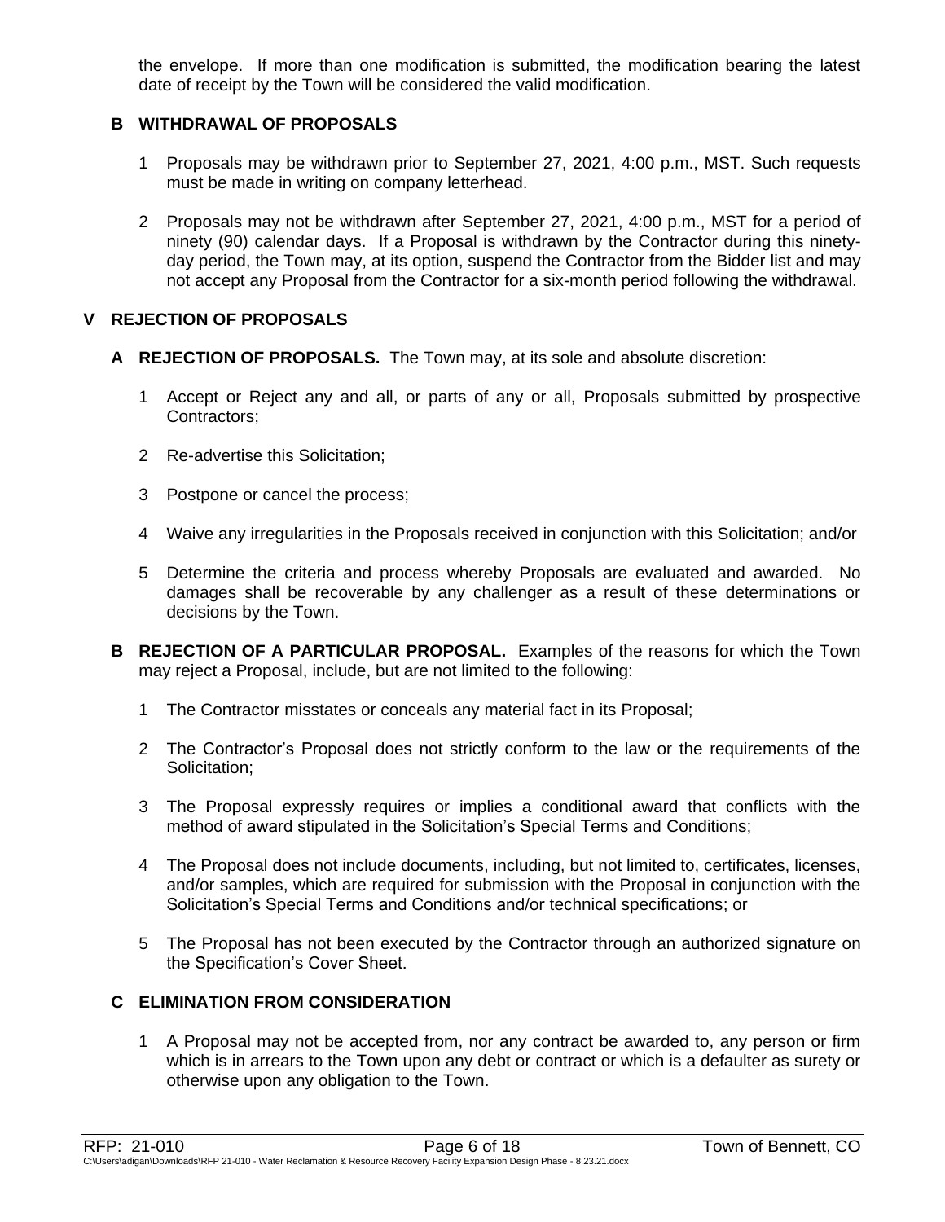the envelope. If more than one modification is submitted, the modification bearing the latest date of receipt by the Town will be considered the valid modification.

### B WITHDRAWAL OF PROPOSALS

1. Proposals may be withdrawn prior to September 27, 2021, 4:00 p.m., MST. Such requests must be made in writing on company letterhead.

2. Proposals may not be withdrawn after September 27, 2021, 4:00 p.m., MST for a period of ninety (90) calendar days. If a Proposal is withdrawn by the Contractor during this ninety-day period, the Town may, at its option, suspend the Contractor from the Bidder list and may not accept any Proposal from the Contractor for a six-month period following the withdrawal.

## V REJECTION OF PROPOSALS

### A REJECTION OF PROPOSALS.

The Town may, at its sole and absolute discretion:

1. Accept or Reject any and all, or parts of any or all, Proposals submitted by prospective Contractors;

2. Re-advertise this Solicitation;

3. Postpone or cancel the process;

4. Waive any irregularities in the Proposals received in conjunction with this Solicitation; and/or

5. Determine the criteria and process whereby Proposals are evaluated and awarded. No damages shall be recoverable by any challenger as a result of these determinations or decisions by the Town.

### B REJECTION OF A PARTICULAR PROPOSAL.

Examples of the reasons for which the Town may reject a Proposal, include, but are not limited to the following:

1. The Contractor misstates or conceals any material fact in its Proposal;

2. The Contractor's Proposal does not strictly conform to the law or the requirements of the Solicitation;

3. The Proposal expressly requires or implies a conditional award that conflicts with the method of award stipulated in the Solicitation's Special Terms and Conditions;

4. The Proposal does not include documents, including, but not limited to, certificates, licenses, and/or samples, which are required for submission with the Proposal in conjunction with the Solicitation's Special Terms and Conditions and/or technical specifications; or

5. The Proposal has not been executed by the Contractor through an authorized signature on the Specification's Cover Sheet.

### C ELIMINATION FROM CONSIDERATION

1. A Proposal may not be accepted from, nor any contract be awarded to, any person or firm which is in arrears to the Town upon any debt or contract or which is a defaulter as surety or otherwise upon any obligation to the Town.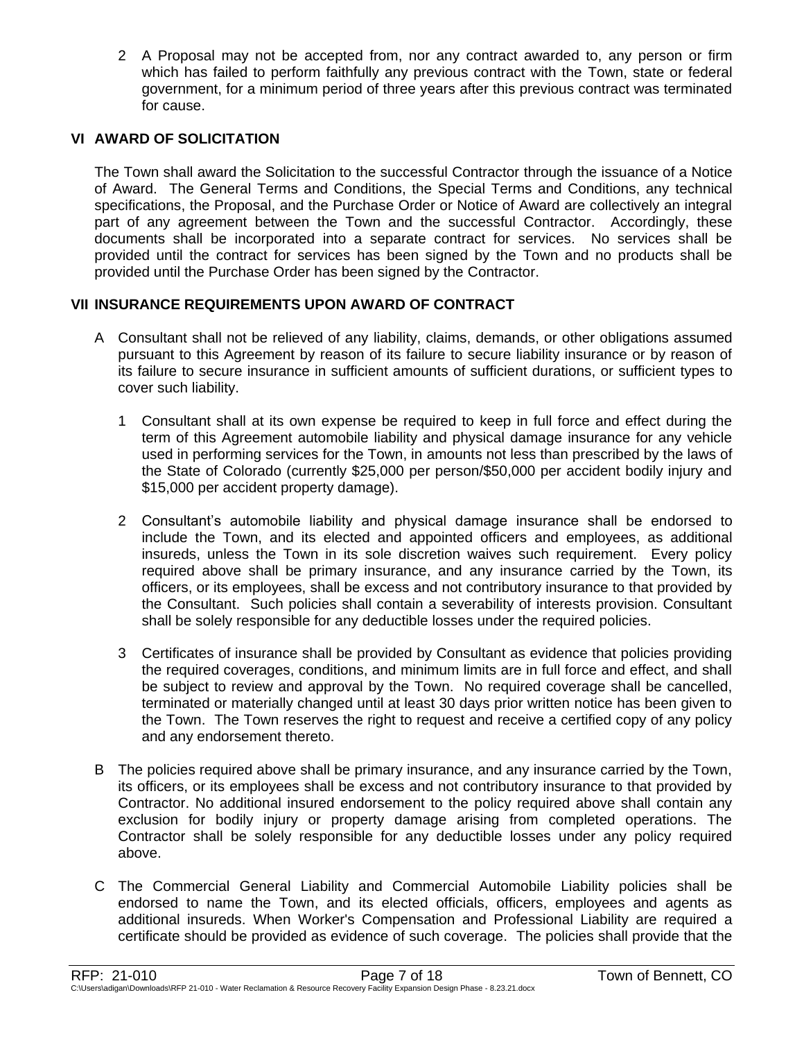2 A Proposal may not be accepted from, nor any contract awarded to, any person or firm which has failed to perform faithfully any previous contract with the Town, state or federal government, for a minimum period of three years after this previous contract was terminated for cause.

## VI AWARD OF SOLICITATION

The Town shall award the Solicitation to the successful Contractor through the issuance of a Notice of Award. The General Terms and Conditions, the Special Terms and Conditions, any technical specifications, the Proposal, and the Purchase Order or Notice of Award are collectively an integral part of any agreement between the Town and the successful Contractor. Accordingly, these documents shall be incorporated into a separate contract for services. No services shall be provided until the contract for services has been signed by the Town and no products shall be provided until the Purchase Order has been signed by the Contractor.

## VII INSURANCE REQUIREMENTS UPON AWARD OF CONTRACT

A Consultant shall not be relieved of any liability, claims, demands, or other obligations assumed pursuant to this Agreement by reason of its failure to secure liability insurance or by reason of its failure to secure insurance in sufficient amounts of sufficient durations, or sufficient types to cover such liability.

1 Consultant shall at its own expense be required to keep in full force and effect during the term of this Agreement automobile liability and physical damage insurance for any vehicle used in performing services for the Town, in amounts not less than prescribed by the laws of the State of Colorado (currently $25,000 per person/$50,000 per accident bodily injury and $15,000 per accident property damage).

2 Consultant's automobile liability and physical damage insurance shall be endorsed to include the Town, and its elected and appointed officers and employees, as additional insureds, unless the Town in its sole discretion waives such requirement. Every policy required above shall be primary insurance, and any insurance carried by the Town, its officers, or its employees, shall be excess and not contributory insurance to that provided by the Consultant. Such policies shall contain a severability of interests provision. Consultant shall be solely responsible for any deductible losses under the required policies.

3 Certificates of insurance shall be provided by Consultant as evidence that policies providing the required coverages, conditions, and minimum limits are in full force and effect, and shall be subject to review and approval by the Town. No required coverage shall be cancelled, terminated or materially changed until at least 30 days prior written notice has been given to the Town. The Town reserves the right to request and receive a certified copy of any policy and any endorsement thereto.

B The policies required above shall be primary insurance, and any insurance carried by the Town, its officers, or its employees shall be excess and not contributory insurance to that provided by Contractor. No additional insured endorsement to the policy required above shall contain any exclusion for bodily injury or property damage arising from completed operations. The Contractor shall be solely responsible for any deductible losses under any policy required above.

C The Commercial General Liability and Commercial Automobile Liability policies shall be endorsed to name the Town, and its elected officials, officers, employees and agents as additional insureds. When Worker's Compensation and Professional Liability are required a certificate should be provided as evidence of such coverage. The policies shall provide that the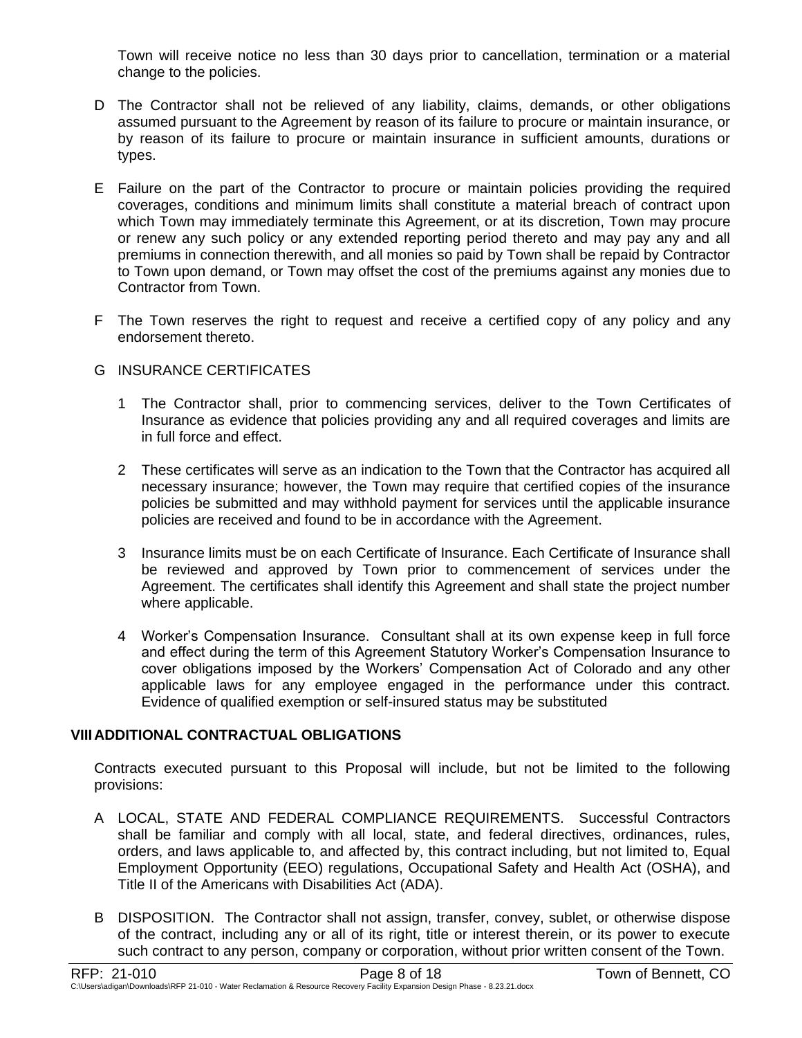Town will receive notice no less than 30 days prior to cancellation, termination or a material change to the policies.

D The Contractor shall not be relieved of any liability, claims, demands, or other obligations assumed pursuant to the Agreement by reason of its failure to procure or maintain insurance, or by reason of its failure to procure or maintain insurance in sufficient amounts, durations or types.

E Failure on the part of the Contractor to procure or maintain policies providing the required coverages, conditions and minimum limits shall constitute a material breach of contract upon which Town may immediately terminate this Agreement, or at its discretion, Town may procure or renew any such policy or any extended reporting period thereto and may pay any and all premiums in connection therewith, and all monies so paid by Town shall be repaid by Contractor to Town upon demand, or Town may offset the cost of the premiums against any monies due to Contractor from Town.

F The Town reserves the right to request and receive a certified copy of any policy and any endorsement thereto.

G INSURANCE CERTIFICATES

1 The Contractor shall, prior to commencing services, deliver to the Town Certificates of Insurance as evidence that policies providing any and all required coverages and limits are in full force and effect.

2 These certificates will serve as an indication to the Town that the Contractor has acquired all necessary insurance; however, the Town may require that certified copies of the insurance policies be submitted and may withhold payment for services until the applicable insurance policies are received and found to be in accordance with the Agreement.

3 Insurance limits must be on each Certificate of Insurance. Each Certificate of Insurance shall be reviewed and approved by Town prior to commencement of services under the Agreement. The certificates shall identify this Agreement and shall state the project number where applicable.

4 Worker's Compensation Insurance. Consultant shall at its own expense keep in full force and effect during the term of this Agreement Statutory Worker's Compensation Insurance to cover obligations imposed by the Workers' Compensation Act of Colorado and any other applicable laws for any employee engaged in the performance under this contract. Evidence of qualified exemption or self-insured status may be substituted

## VIII ADDITIONAL CONTRACTUAL OBLIGATIONS

Contracts executed pursuant to this Proposal will include, but not be limited to the following provisions:

A LOCAL, STATE AND FEDERAL COMPLIANCE REQUIREMENTS. Successful Contractors shall be familiar and comply with all local, state, and federal directives, ordinances, rules, orders, and laws applicable to, and affected by, this contract including, but not limited to, Equal Employment Opportunity (EEO) regulations, Occupational Safety and Health Act (OSHA), and Title II of the Americans with Disabilities Act (ADA).

B DISPOSITION. The Contractor shall not assign, transfer, convey, sublet, or otherwise dispose of the contract, including any or all of its right, title or interest therein, or its power to execute such contract to any person, company or corporation, without prior written consent of the Town.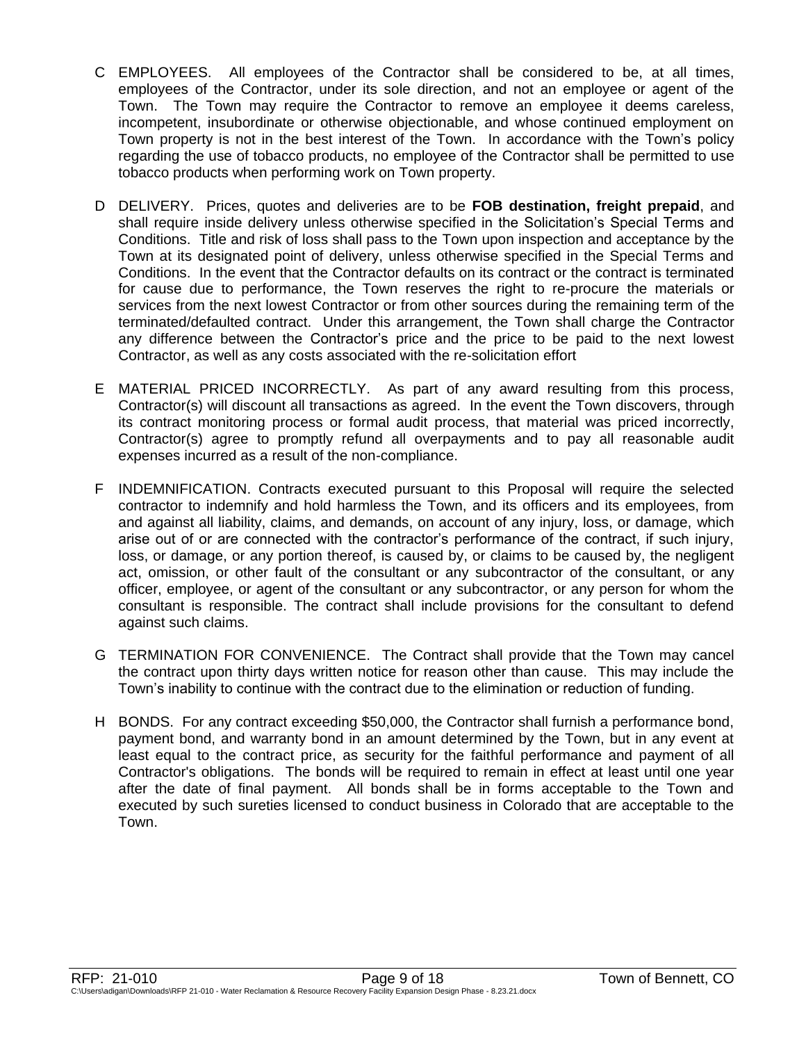C EMPLOYEES. All employees of the Contractor shall be considered to be, at all times, employees of the Contractor, under its sole direction, and not an employee or agent of the Town. The Town may require the Contractor to remove an employee it deems careless, incompetent, insubordinate or otherwise objectionable, and whose continued employment on Town property is not in the best interest of the Town. In accordance with the Town's policy regarding the use of tobacco products, no employee of the Contractor shall be permitted to use tobacco products when performing work on Town property.

D DELIVERY. Prices, quotes and deliveries are to be **FOB destination, freight prepaid**, and shall require inside delivery unless otherwise specified in the Solicitation's Special Terms and Conditions. Title and risk of loss shall pass to the Town upon inspection and acceptance by the Town at its designated point of delivery, unless otherwise specified in the Special Terms and Conditions. In the event that the Contractor defaults on its contract or the contract is terminated for cause due to performance, the Town reserves the right to re-procure the materials or services from the next lowest Contractor or from other sources during the remaining term of the terminated/defaulted contract. Under this arrangement, the Town shall charge the Contractor any difference between the Contractor's price and the price to be paid to the next lowest Contractor, as well as any costs associated with the re-solicitation effort

E MATERIAL PRICED INCORRECTLY. As part of any award resulting from this process, Contractor(s) will discount all transactions as agreed. In the event the Town discovers, through its contract monitoring process or formal audit process, that material was priced incorrectly, Contractor(s) agree to promptly refund all overpayments and to pay all reasonable audit expenses incurred as a result of the non-compliance.

F INDEMNIFICATION. Contracts executed pursuant to this Proposal will require the selected contractor to indemnify and hold harmless the Town, and its officers and its employees, from and against all liability, claims, and demands, on account of any injury, loss, or damage, which arise out of or are connected with the contractor's performance of the contract, if such injury, loss, or damage, or any portion thereof, is caused by, or claims to be caused by, the negligent act, omission, or other fault of the consultant or any subcontractor of the consultant, or any officer, employee, or agent of the consultant or any subcontractor, or any person for whom the consultant is responsible. The contract shall include provisions for the consultant to defend against such claims.

G TERMINATION FOR CONVENIENCE. The Contract shall provide that the Town may cancel the contract upon thirty days written notice for reason other than cause. This may include the Town's inability to continue with the contract due to the elimination or reduction of funding.

H BONDS. For any contract exceeding $50,000, the Contractor shall furnish a performance bond, payment bond, and warranty bond in an amount determined by the Town, but in any event at least equal to the contract price, as security for the faithful performance and payment of all Contractor's obligations. The bonds will be required to remain in effect at least until one year after the date of final payment. All bonds shall be in forms acceptable to the Town and executed by such sureties licensed to conduct business in Colorado that are acceptable to the Town.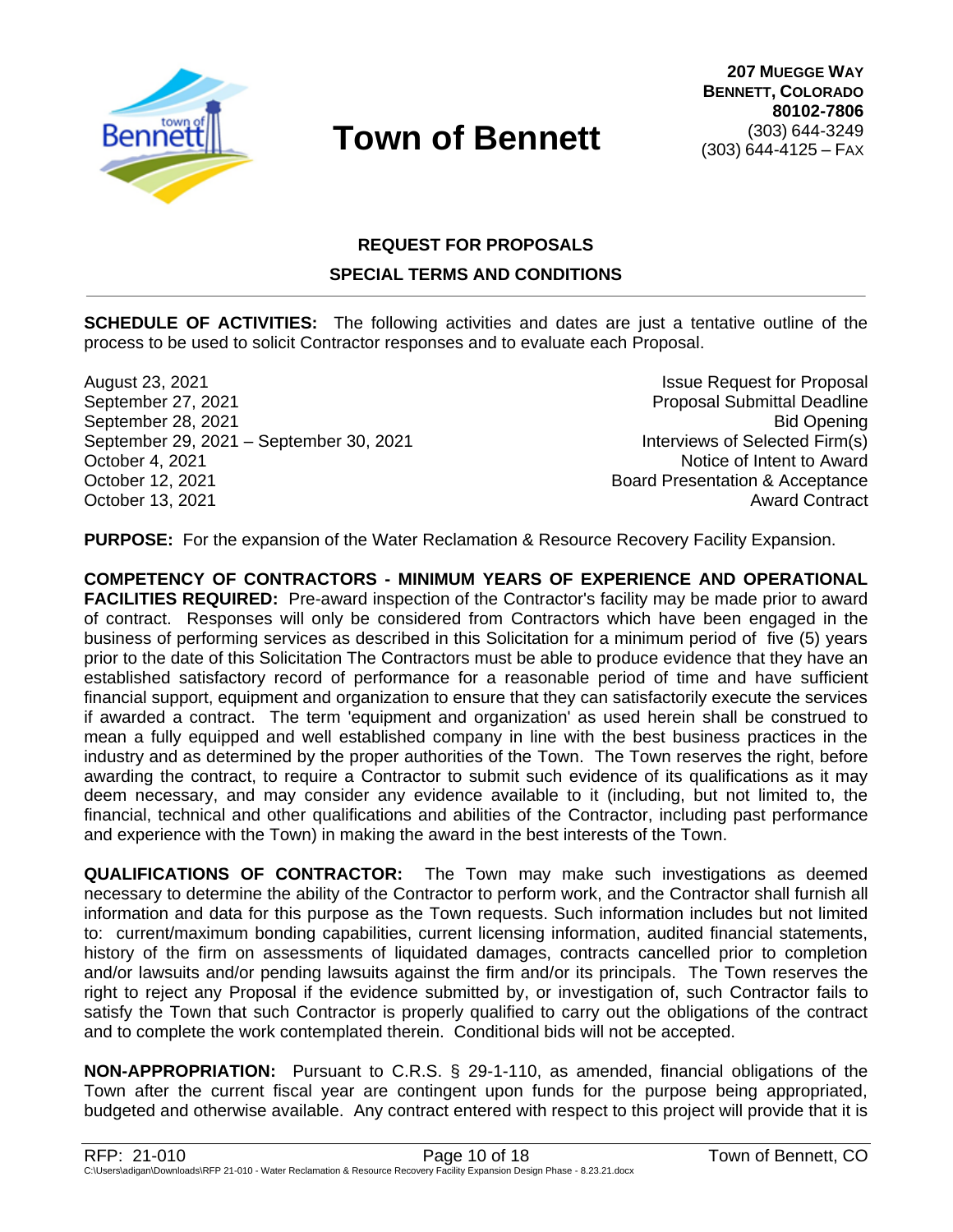# Town of Bennett

**207 MUEGGE WAY**
**BENNETT, COLORADO**
**80102-7806**
(303) 644-3249
(303) 644-4125 – FAX

## REQUEST FOR PROPOSALS
## SPECIAL TERMS AND CONDITIONS

**SCHEDULE OF ACTIVITIES:** The following activities and dates are just a tentative outline of the process to be used to solicit Contractor responses and to evaluate each Proposal.

| Date | Activity |
|---|---|
| August 23, 2021 | Issue Request for Proposal |
| September 27, 2021 | Proposal Submittal Deadline |
| September 28, 2021 | Bid Opening |
| September 29, 2021 – September 30, 2021 | Interviews of Selected Firm(s) |
| October 4, 2021 | Notice of Intent to Award |
| October 12, 2021 | Board Presentation & Acceptance |
| October 13, 2021 | Award Contract |

**PURPOSE:** For the expansion of the Water Reclamation & Resource Recovery Facility Expansion.

**COMPETENCY OF CONTRACTORS - MINIMUM YEARS OF EXPERIENCE AND OPERATIONAL FACILITIES REQUIRED:** Pre-award inspection of the Contractor's facility may be made prior to award of contract. Responses will only be considered from Contractors which have been engaged in the business of performing services as described in this Solicitation for a minimum period of five (5) years prior to the date of this Solicitation The Contractors must be able to produce evidence that they have an established satisfactory record of performance for a reasonable period of time and have sufficient financial support, equipment and organization to ensure that they can satisfactorily execute the services if awarded a contract. The term 'equipment and organization' as used herein shall be construed to mean a fully equipped and well established company in line with the best business practices in the industry and as determined by the proper authorities of the Town. The Town reserves the right, before awarding the contract, to require a Contractor to submit such evidence of its qualifications as it may deem necessary, and may consider any evidence available to it (including, but not limited to, the financial, technical and other qualifications and abilities of the Contractor, including past performance and experience with the Town) in making the award in the best interests of the Town.

**QUALIFICATIONS OF CONTRACTOR:** The Town may make such investigations as deemed necessary to determine the ability of the Contractor to perform work, and the Contractor shall furnish all information and data for this purpose as the Town requests. Such information includes but not limited to: current/maximum bonding capabilities, current licensing information, audited financial statements, history of the firm on assessments of liquidated damages, contracts cancelled prior to completion and/or lawsuits and/or pending lawsuits against the firm and/or its principals. The Town reserves the right to reject any Proposal if the evidence submitted by, or investigation of, such Contractor fails to satisfy the Town that such Contractor is properly qualified to carry out the obligations of the contract and to complete the work contemplated therein. Conditional bids will not be accepted.

**NON-APPROPRIATION:** Pursuant to C.R.S. § 29-1-110, as amended, financial obligations of the Town after the current fiscal year are contingent upon funds for the purpose being appropriated, budgeted and otherwise available. Any contract entered with respect to this project will provide that it is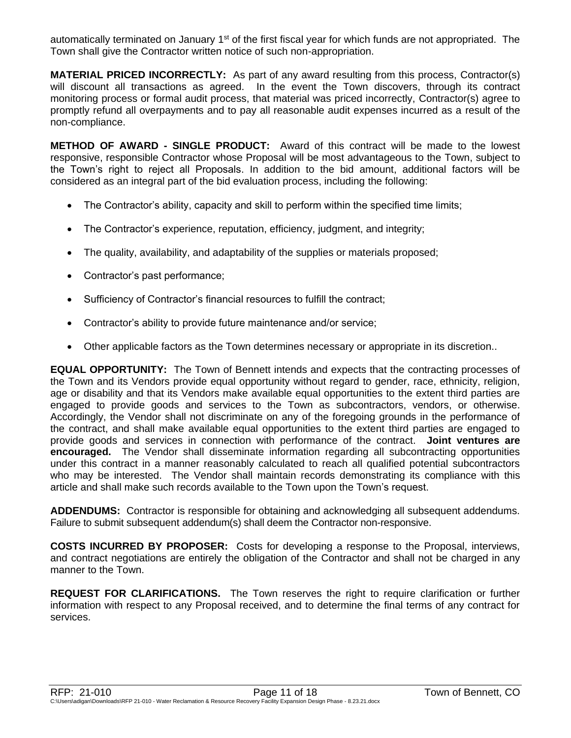automatically terminated on January 1st of the first fiscal year for which funds are not appropriated. The Town shall give the Contractor written notice of such non-appropriation.

**MATERIAL PRICED INCORRECTLY:** As part of any award resulting from this process, Contractor(s) will discount all transactions as agreed. In the event the Town discovers, through its contract monitoring process or formal audit process, that material was priced incorrectly, Contractor(s) agree to promptly refund all overpayments and to pay all reasonable audit expenses incurred as a result of the non-compliance.

**METHOD OF AWARD - SINGLE PRODUCT:** Award of this contract will be made to the lowest responsive, responsible Contractor whose Proposal will be most advantageous to the Town, subject to the Town's right to reject all Proposals. In addition to the bid amount, additional factors will be considered as an integral part of the bid evaluation process, including the following:

- The Contractor's ability, capacity and skill to perform within the specified time limits;
- The Contractor's experience, reputation, efficiency, judgment, and integrity;
- The quality, availability, and adaptability of the supplies or materials proposed;
- Contractor's past performance;
- Sufficiency of Contractor's financial resources to fulfill the contract;
- Contractor's ability to provide future maintenance and/or service;
- Other applicable factors as the Town determines necessary or appropriate in its discretion..

**EQUAL OPPORTUNITY:** The Town of Bennett intends and expects that the contracting processes of the Town and its Vendors provide equal opportunity without regard to gender, race, ethnicity, religion, age or disability and that its Vendors make available equal opportunities to the extent third parties are engaged to provide goods and services to the Town as subcontractors, vendors, or otherwise. Accordingly, the Vendor shall not discriminate on any of the foregoing grounds in the performance of the contract, and shall make available equal opportunities to the extent third parties are engaged to provide goods and services in connection with performance of the contract. **Joint ventures are encouraged.** The Vendor shall disseminate information regarding all subcontracting opportunities under this contract in a manner reasonably calculated to reach all qualified potential subcontractors who may be interested. The Vendor shall maintain records demonstrating its compliance with this article and shall make such records available to the Town upon the Town's request.

**ADDENDUMS:** Contractor is responsible for obtaining and acknowledging all subsequent addendums. Failure to submit subsequent addendum(s) shall deem the Contractor non-responsive.

**COSTS INCURRED BY PROPOSER:** Costs for developing a response to the Proposal, interviews, and contract negotiations are entirely the obligation of the Contractor and shall not be charged in any manner to the Town.

**REQUEST FOR CLARIFICATIONS.** The Town reserves the right to require clarification or further information with respect to any Proposal received, and to determine the final terms of any contract for services.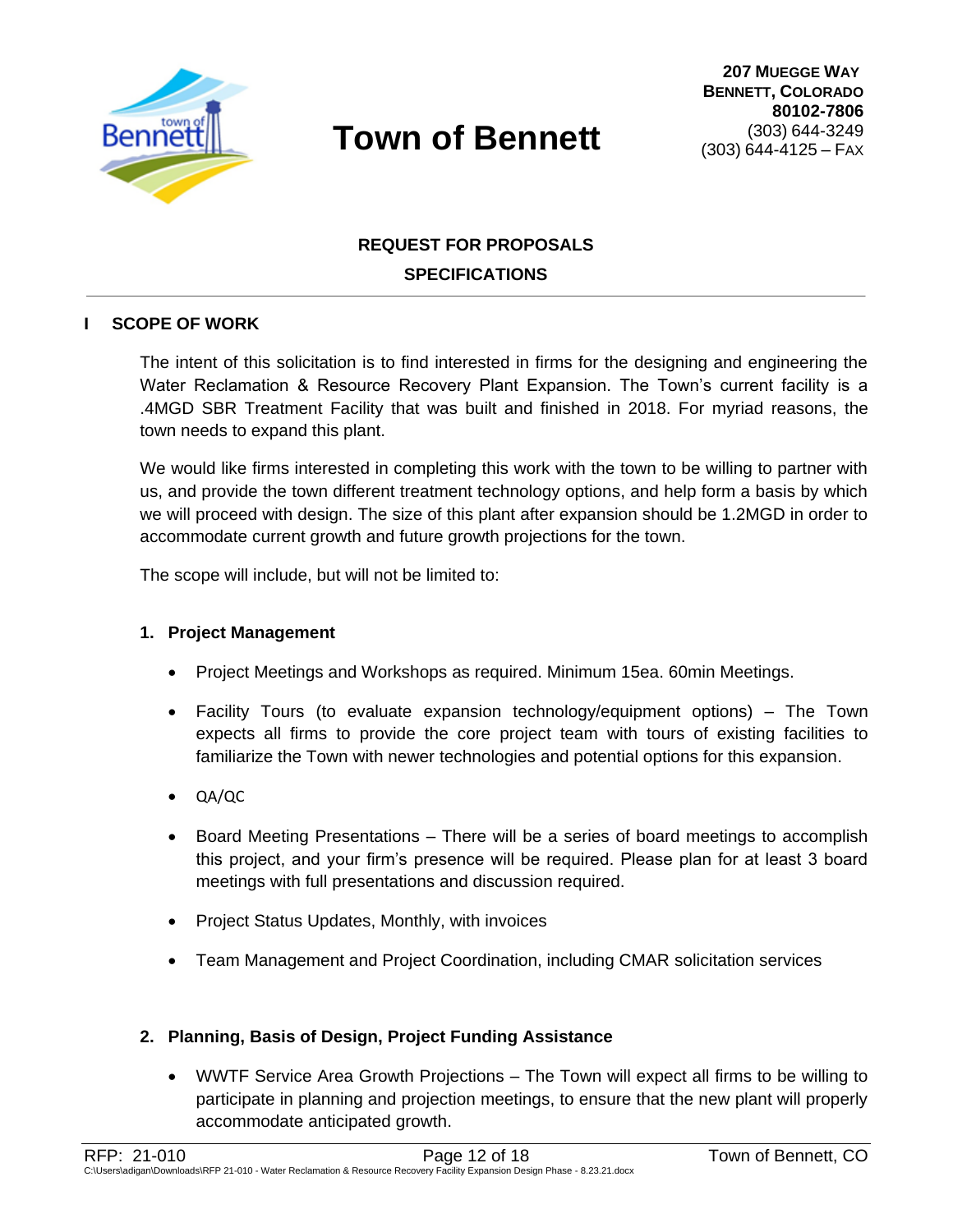# Town of Bennett

**207 MUEGGE WAY**
**BENNETT, COLORADO**
**80102-7806**
(303) 644-3249
(303) 644-4125 – FAX

## REQUEST FOR PROPOSALS
## SPECIFICATIONS

---

### I SCOPE OF WORK

The intent of this solicitation is to find interested in firms for the designing and engineering the Water Reclamation & Resource Recovery Plant Expansion. The Town's current facility is a .4MGD SBR Treatment Facility that was built and finished in 2018. For myriad reasons, the town needs to expand this plant.

We would like firms interested in completing this work with the town to be willing to partner with us, and provide the town different treatment technology options, and help form a basis by which we will proceed with design. The size of this plant after expansion should be 1.2MGD in order to accommodate current growth and future growth projections for the town.

The scope will include, but will not be limited to:

#### 1. Project Management

- Project Meetings and Workshops as required. Minimum 15ea. 60min Meetings.
- Facility Tours (to evaluate expansion technology/equipment options) – The Town expects all firms to provide the core project team with tours of existing facilities to familiarize the Town with newer technologies and potential options for this expansion.
- QA/QC
- Board Meeting Presentations – There will be a series of board meetings to accomplish this project, and your firm's presence will be required. Please plan for at least 3 board meetings with full presentations and discussion required.
- Project Status Updates, Monthly, with invoices
- Team Management and Project Coordination, including CMAR solicitation services

#### 2. Planning, Basis of Design, Project Funding Assistance

- WWTF Service Area Growth Projections – The Town will expect all firms to be willing to participate in planning and projection meetings, to ensure that the new plant will properly accommodate anticipated growth.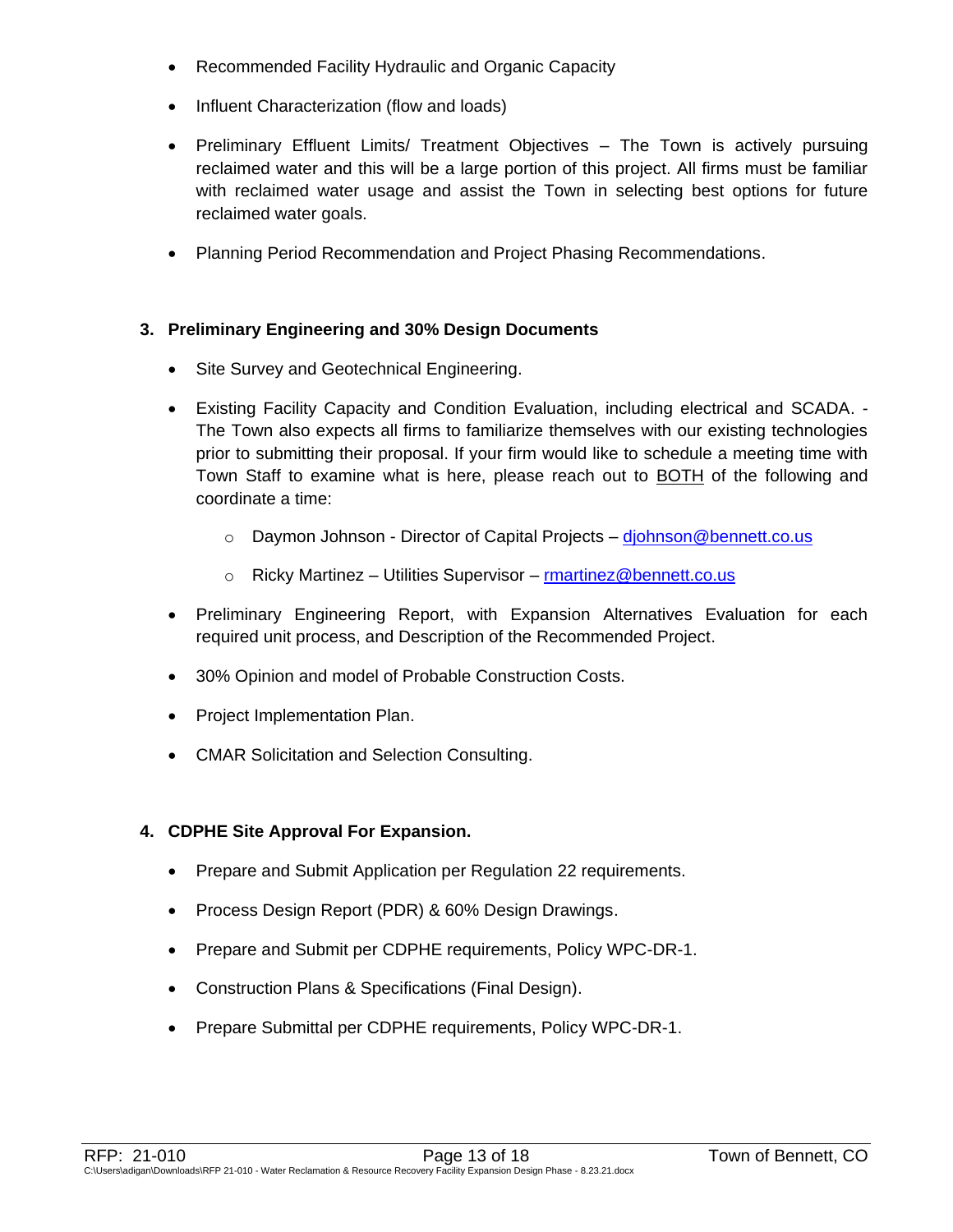- Recommended Facility Hydraulic and Organic Capacity
- Influent Characterization (flow and loads)
- Preliminary Effluent Limits/ Treatment Objectives – The Town is actively pursuing reclaimed water and this will be a large portion of this project. All firms must be familiar with reclaimed water usage and assist the Town in selecting best options for future reclaimed water goals.
- Planning Period Recommendation and Project Phasing Recommendations.

**3. Preliminary Engineering and 30% Design Documents**

- Site Survey and Geotechnical Engineering.
- Existing Facility Capacity and Condition Evaluation, including electrical and SCADA. - The Town also expects all firms to familiarize themselves with our existing technologies prior to submitting their proposal. If your firm would like to schedule a meeting time with Town Staff to examine what is here, please reach out to <u>BOTH</u> of the following and coordinate a time:
    - Daymon Johnson - Director of Capital Projects – djohnson@bennett.co.us
    - Ricky Martinez – Utilities Supervisor – rmartinez@bennett.co.us
- Preliminary Engineering Report, with Expansion Alternatives Evaluation for each required unit process, and Description of the Recommended Project.
- 30% Opinion and model of Probable Construction Costs.
- Project Implementation Plan.
- CMAR Solicitation and Selection Consulting.

**4. CDPHE Site Approval For Expansion.**

- Prepare and Submit Application per Regulation 22 requirements.
- Process Design Report (PDR) & 60% Design Drawings.
- Prepare and Submit per CDPHE requirements, Policy WPC-DR-1.
- Construction Plans & Specifications (Final Design).
- Prepare Submittal per CDPHE requirements, Policy WPC-DR-1.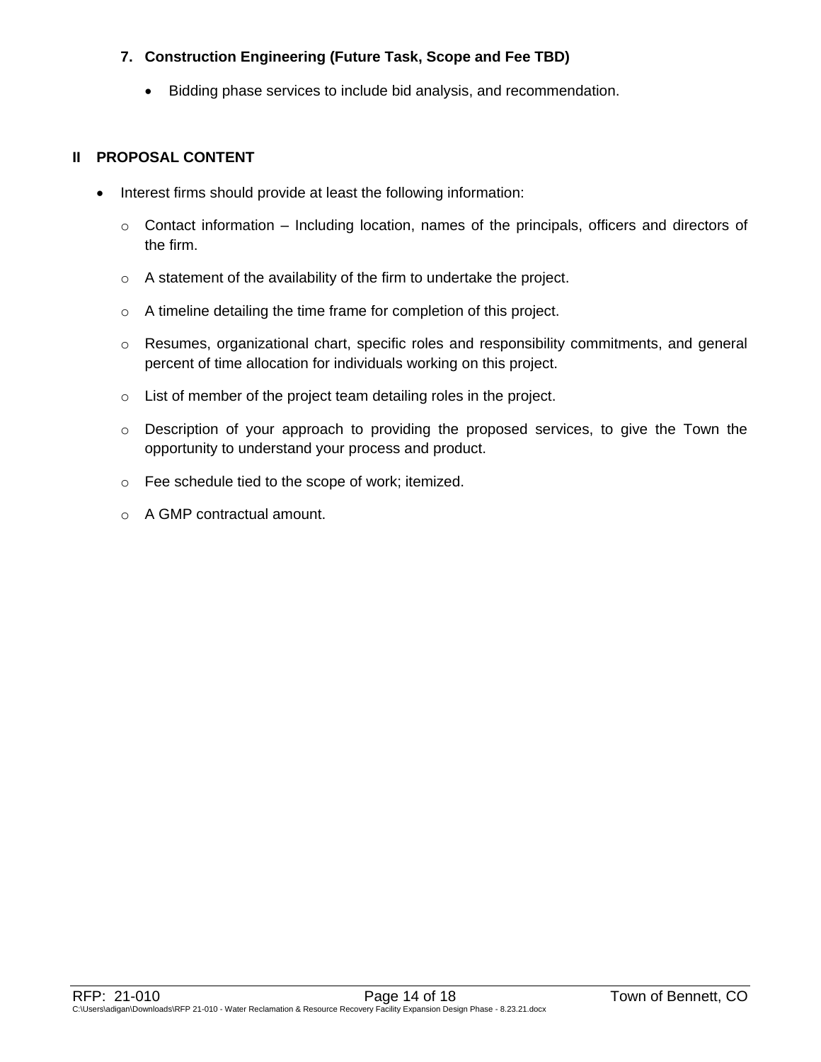7. **Construction Engineering (Future Task, Scope and Fee TBD)**

    - Bidding phase services to include bid analysis, and recommendation.

## II PROPOSAL CONTENT

- Interest firms should provide at least the following information:
    - Contact information – Including location, names of the principals, officers and directors of the firm.
    - A statement of the availability of the firm to undertake the project.
    - A timeline detailing the time frame for completion of this project.
    - Resumes, organizational chart, specific roles and responsibility commitments, and general percent of time allocation for individuals working on this project.
    - List of member of the project team detailing roles in the project.
    - Description of your approach to providing the proposed services, to give the Town the opportunity to understand your process and product.
    - Fee schedule tied to the scope of work; itemized.
    - A GMP contractual amount.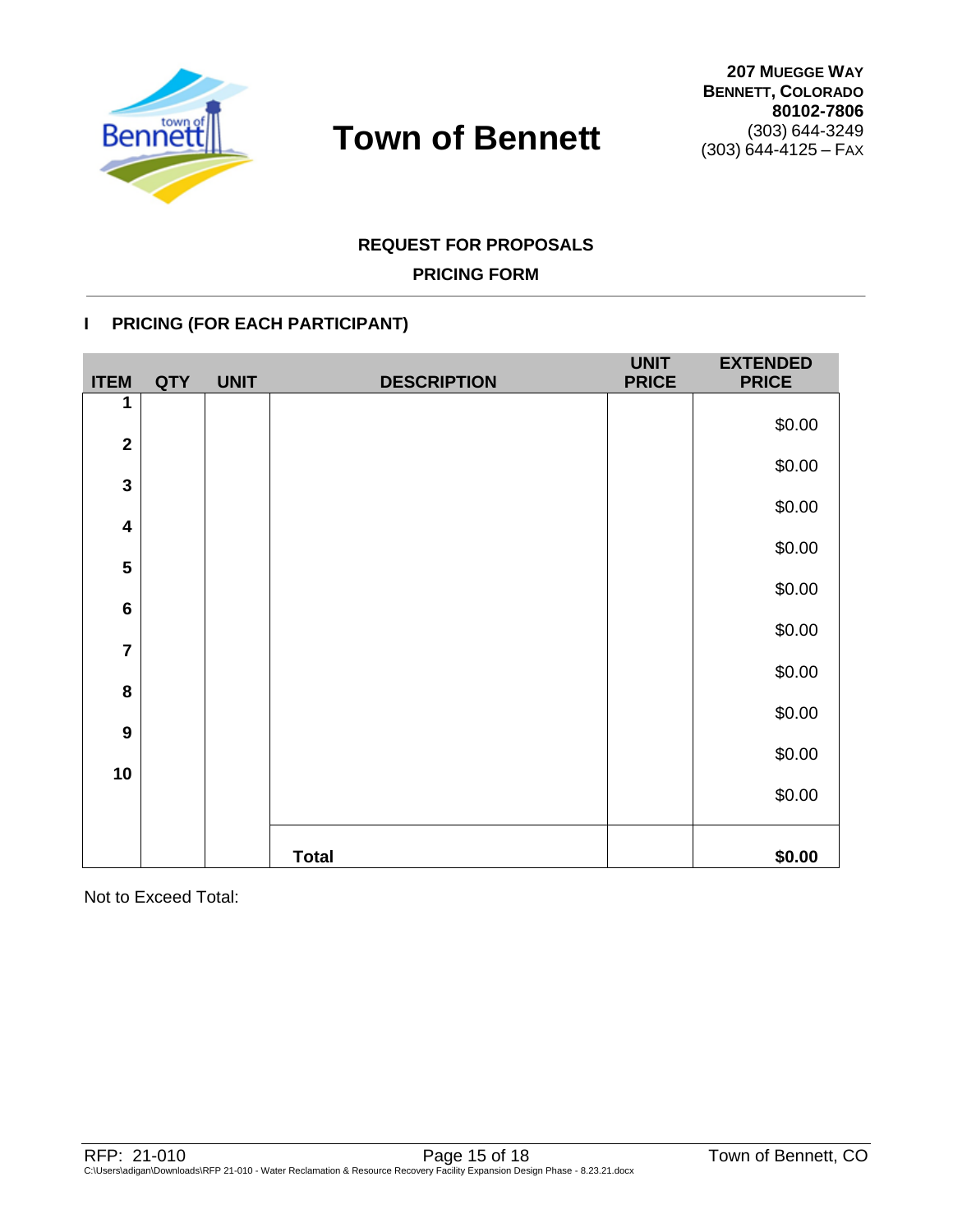# Town of Bennett

**207 Muegge Way**
**Bennett, Colorado**
**80102-7806**
(303) 644-3249
(303) 644-4125 – Fax

**REQUEST FOR PROPOSALS**

**PRICING FORM**

## I PRICING (FOR EACH PARTICIPANT)

| ITEM | QTY | UNIT | DESCRIPTION | UNIT PRICE | EXTENDED PRICE |
|---|---|---|---|---|---|
| 1 | | | | | $0.00 |
| 2 | | | | | $0.00 |
| 3 | | | | | $0.00 |
| 4 | | | | | $0.00 |
| 5 | | | | | $0.00 |
| 6 | | | | | $0.00 |
| 7 | | | | | $0.00 |
| 8 | | | | | $0.00 |
| 9 | | | | | $0.00 |
| 10 | | | | | $0.00 |
| | | | **Total** | | **$0.00** |

Not to Exceed Total: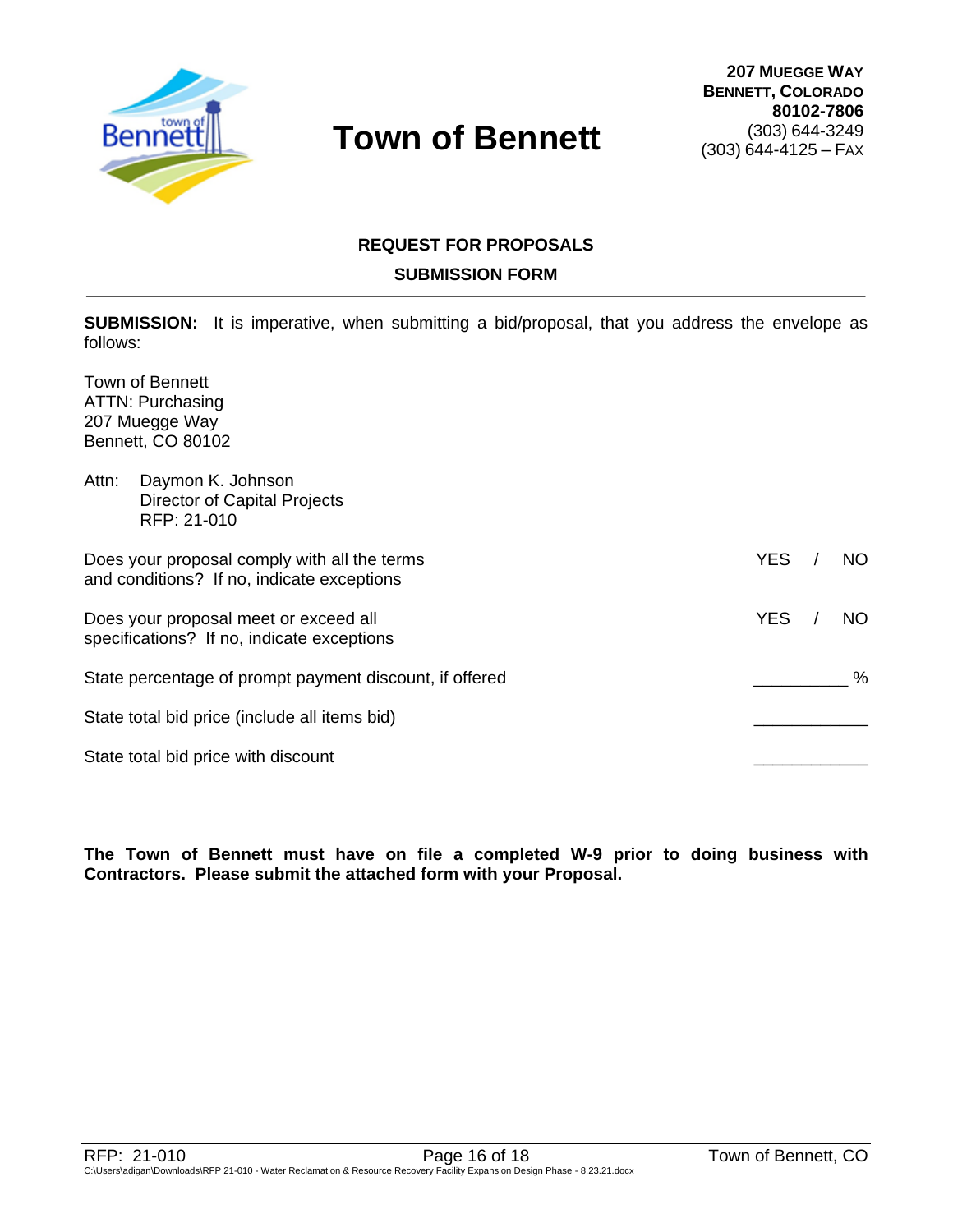# Town of Bennett

**207 Muegge Way**
**Bennett, Colorado**
**80102-7806**
(303) 644-3249
(303) 644-4125 – Fax

## REQUEST FOR PROPOSALS

## SUBMISSION FORM

**SUBMISSION:** It is imperative, when submitting a bid/proposal, that you address the envelope as follows:

Town of Bennett
ATTN: Purchasing
207 Muegge Way
Bennett, CO 80102

Attn: Daymon K. Johnson
Director of Capital Projects
RFP: 21-010

| | |
|---|---|
| Does your proposal comply with all the terms and conditions? If no, indicate exceptions | YES / NO |
| Does your proposal meet or exceed all specifications? If no, indicate exceptions | YES / NO |
| State percentage of prompt payment discount, if offered | __________ % |
| State total bid price (include all items bid) | ____________ |
| State total bid price with discount | ____________ |

**The Town of Bennett must have on file a completed W-9 prior to doing business with Contractors. Please submit the attached form with your Proposal.**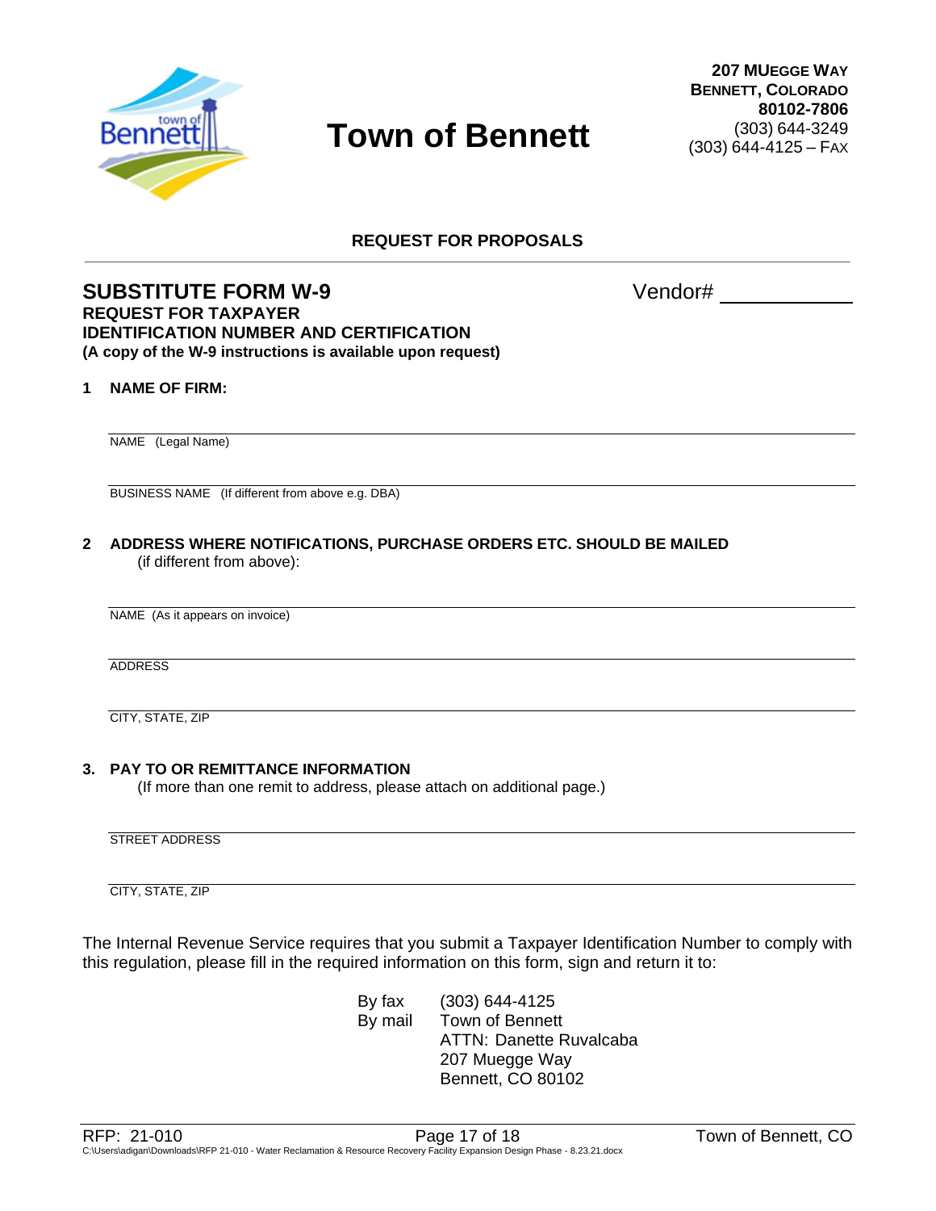207 MUEGGE WAY
BENNETT, COLORADO
80102-7806
(303) 644-3249
(303) 644-4125 – FAX

# Town of Bennett

## REQUEST FOR PROPOSALS

---

## SUBSTITUTE FORM W-9

Vendor# ____________

**REQUEST FOR TAXPAYER IDENTIFICATION NUMBER AND CERTIFICATION**
**(A copy of the W-9 instructions is available upon request)**

**1 NAME OF FIRM:**

_______________________________________________
NAME (Legal Name)

_______________________________________________
BUSINESS NAME (If different from above e.g. DBA)

**2 ADDRESS WHERE NOTIFICATIONS, PURCHASE ORDERS ETC. SHOULD BE MAILED**
(if different from above):

_______________________________________________
NAME (As it appears on invoice)

_______________________________________________
ADDRESS

_______________________________________________
CITY, STATE, ZIP

**3. PAY TO OR REMITTANCE INFORMATION**
(If more than one remit to address, please attach on additional page.)

_______________________________________________
STREET ADDRESS

_______________________________________________
CITY, STATE, ZIP

The Internal Revenue Service requires that you submit a Taxpayer Identification Number to comply with this regulation, please fill in the required information on this form, sign and return it to:

By fax (303) 644-4125
By mail Town of Bennett
ATTN: Danette Ruvalcaba
207 Muegge Way
Bennett, CO 80102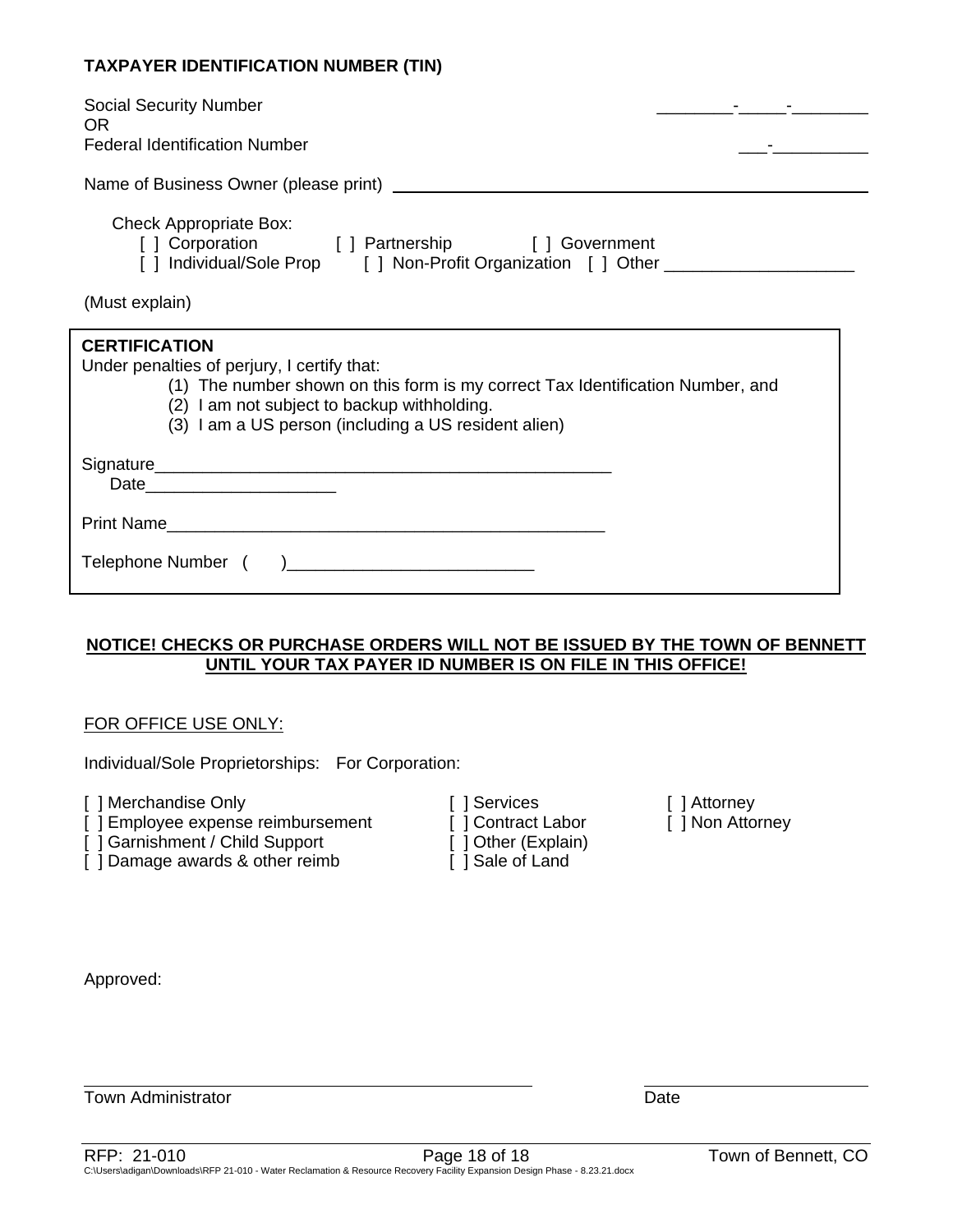**TAXPAYER IDENTIFICATION NUMBER (TIN)**

Social Security Number ________-_____-________
OR
Federal Identification Number ___-__________

Name of Business Owner (please print) ______________________________________________

Check Appropriate Box:
[ ] Corporation [ ] Partnership [ ] Government
[ ] Individual/Sole Prop [ ] Non-Profit Organization [ ] Other ___________________

(Must explain)

**CERTIFICATION**
Under penalties of perjury, I certify that:

(1) The number shown on this form is my correct Tax Identification Number, and
(2) I am not subject to backup withholding.
(3) I am a US person (including a US resident alien)

Signature_________________________________________________
Date____________________

Print Name______________________________________________

Telephone Number ( )__________________________

**NOTICE! CHECKS OR PURCHASE ORDERS WILL NOT BE ISSUED BY THE TOWN OF BENNETT UNTIL YOUR TAX PAYER ID NUMBER IS ON FILE IN THIS OFFICE!**

FOR OFFICE USE ONLY:

Individual/Sole Proprietorships: For Corporation:

[ ] Merchandise Only
[ ] Employee expense reimbursement
[ ] Garnishment / Child Support
[ ] Damage awards & other reimb

[ ] Services
[ ] Contract Labor
[ ] Other (Explain)
[ ] Sale of Land

[ ] Attorney
[ ] Non Attorney

Approved:

Town Administrator ______________________ Date ______________

C:\Users\adigan\Downloads\RFP 21-010 - Water Reclamation & Resource Recovery Facility Expansion Design Phase - 8.23.21.docx